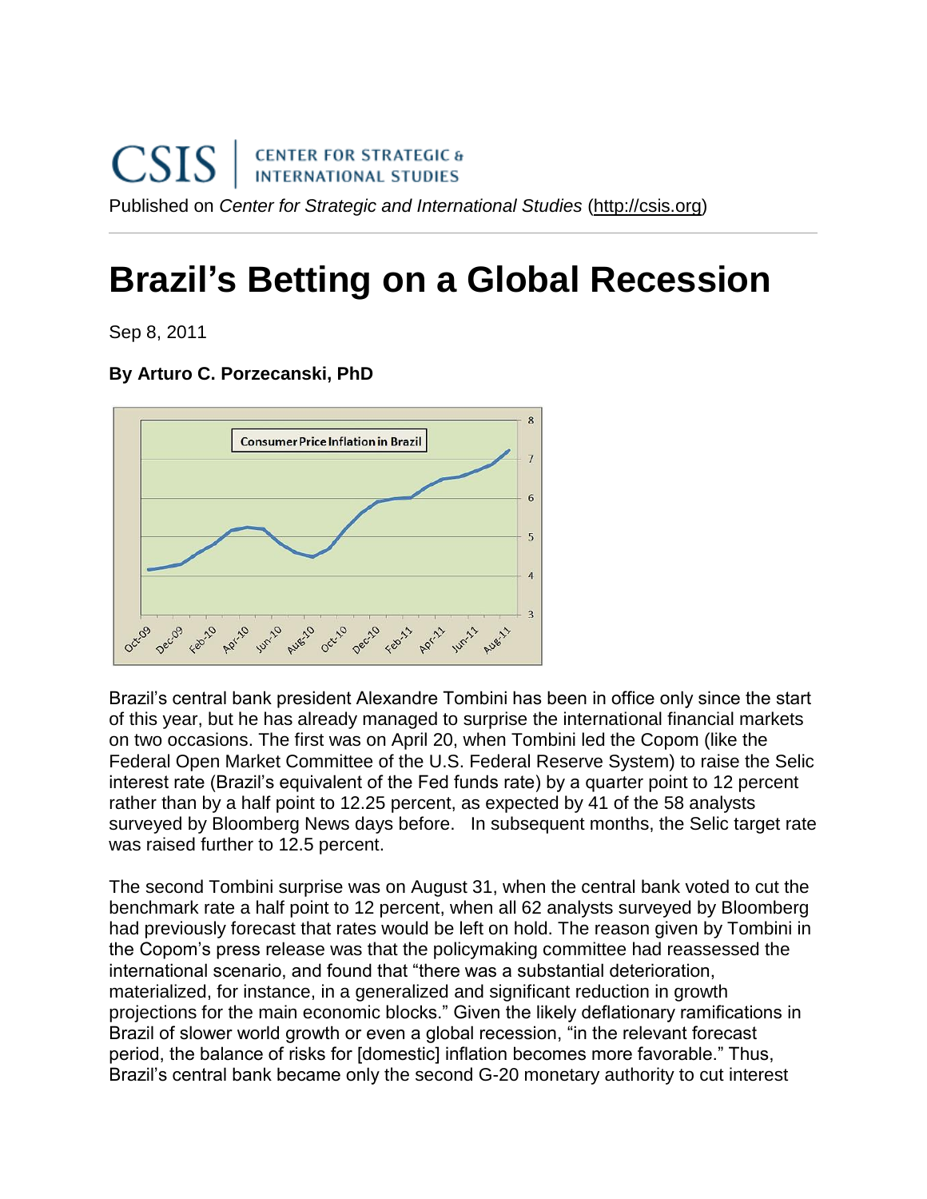CSIS | CENTER FOR STRATEGIC & INTERNATIONAL STUDIES

Published on *Center for Strategic and International Studies* (http://csis.org)

# Brazil's Betting on a Global Recession

Sep 8, 2011

**By Arturo C. Porzecanski, PhD**

Brazil's central bank president Alexandre Tombini has been in office only since the start of this year, but he has already managed to surprise the international financial markets on two occasions. The first was on April 20, when Tombini led the Copom (like the Federal Open Market Committee of the U.S. Federal Reserve System) to raise the Selic interest rate (Brazil's equivalent of the Fed funds rate) by a quarter point to 12 percent rather than by a half point to 12.25 percent, as expected by 41 of the 58 analysts surveyed by Bloomberg News days before. In subsequent months, the Selic target rate was raised further to 12.5 percent.

The second Tombini surprise was on August 31, when the central bank voted to cut the benchmark rate a half point to 12 percent, when all 62 analysts surveyed by Bloomberg had previously forecast that rates would be left on hold. The reason given by Tombini in the Copom's press release was that the policymaking committee had reassessed the international scenario, and found that "there was a substantial deterioration, materialized, for instance, in a generalized and significant reduction in growth projections for the main economic blocks." Given the likely deflationary ramifications in Brazil of slower world growth or even a global recession, "in the relevant forecast period, the balance of risks for [domestic] inflation becomes more favorable." Thus, Brazil's central bank became only the second G-20 monetary authority to cut interest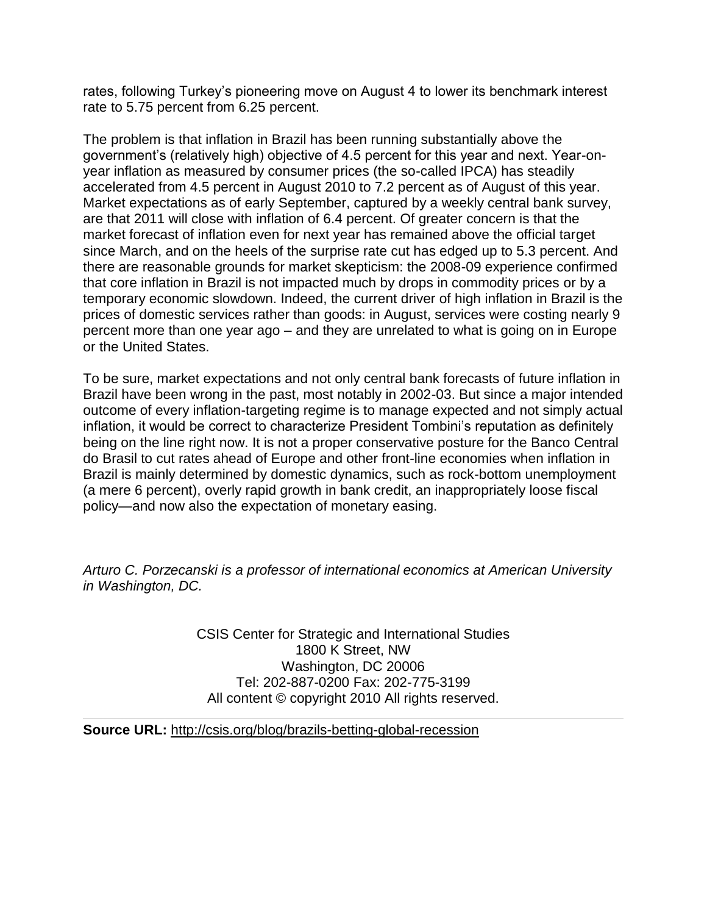rates, following Turkey's pioneering move on August 4 to lower its benchmark interest rate to 5.75 percent from 6.25 percent.

The problem is that inflation in Brazil has been running substantially above the government's (relatively high) objective of 4.5 percent for this year and next. Year-on-year inflation as measured by consumer prices (the so-called IPCA) has steadily accelerated from 4.5 percent in August 2010 to 7.2 percent as of August of this year. Market expectations as of early September, captured by a weekly central bank survey, are that 2011 will close with inflation of 6.4 percent. Of greater concern is that the market forecast of inflation even for next year has remained above the official target since March, and on the heels of the surprise rate cut has edged up to 5.3 percent. And there are reasonable grounds for market skepticism: the 2008-09 experience confirmed that core inflation in Brazil is not impacted much by drops in commodity prices or by a temporary economic slowdown. Indeed, the current driver of high inflation in Brazil is the prices of domestic services rather than goods: in August, services were costing nearly 9 percent more than one year ago – and they are unrelated to what is going on in Europe or the United States.

To be sure, market expectations and not only central bank forecasts of future inflation in Brazil have been wrong in the past, most notably in 2002-03. But since a major intended outcome of every inflation-targeting regime is to manage expected and not simply actual inflation, it would be correct to characterize President Tombini's reputation as definitely being on the line right now. It is not a proper conservative posture for the Banco Central do Brasil to cut rates ahead of Europe and other front-line economies when inflation in Brazil is mainly determined by domestic dynamics, such as rock-bottom unemployment (a mere 6 percent), overly rapid growth in bank credit, an inappropriately loose fiscal policy—and now also the expectation of monetary easing.

*Arturo C. Porzecanski is a professor of international economics at American University in Washington, DC.*

CSIS Center for Strategic and International Studies
1800 K Street, NW
Washington, DC 20006
Tel: 202-887-0200 Fax: 202-775-3199
All content © copyright 2010 All rights reserved.

---

**Source URL:** http://csis.org/blog/brazils-betting-global-recession